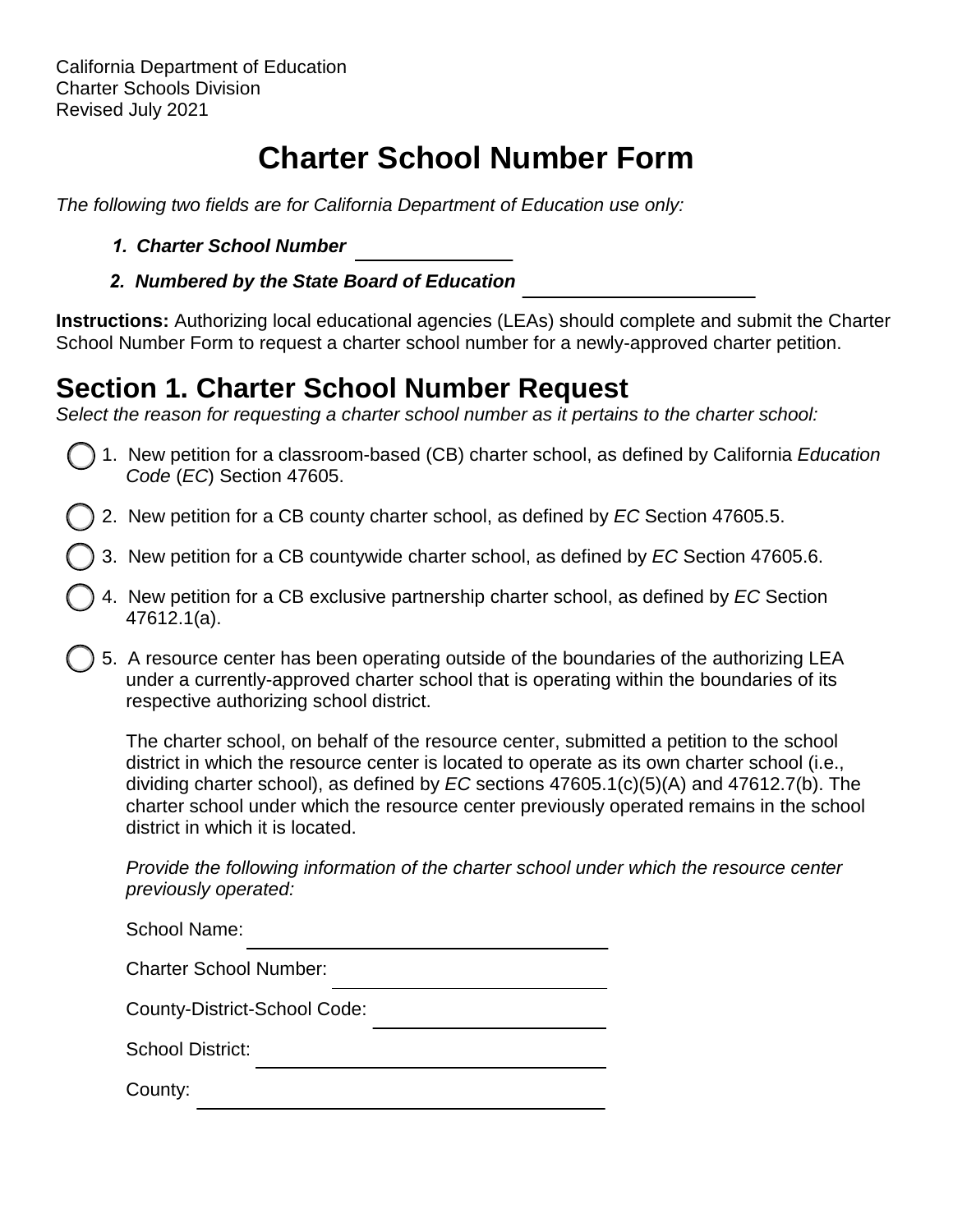California Department of Education
Charter Schools Division
Revised July 2021

# Charter School Number Form

*The following two fields are for California Department of Education use only:*

1. ***Charter School Number*** ______________
2. ***Numbered by the State Board of Education*** ____________________

**Instructions:** Authorizing local educational agencies (LEAs) should complete and submit the Charter School Number Form to request a charter school number for a newly-approved charter petition.

## Section 1. Charter School Number Request

*Select the reason for requesting a charter school number as it pertains to the charter school:*

◯ 1. New petition for a classroom-based (CB) charter school, as defined by California *Education Code* (*EC*) Section 47605.

◯ 2. New petition for a CB county charter school, as defined by *EC* Section 47605.5.

◯ 3. New petition for a CB countywide charter school, as defined by *EC* Section 47605.6.

◯ 4. New petition for a CB exclusive partnership charter school, as defined by *EC* Section 47612.1(a).

◯ 5. A resource center has been operating outside of the boundaries of the authorizing LEA under a currently-approved charter school that is operating within the boundaries of its respective authorizing school district.

The charter school, on behalf of the resource center, submitted a petition to the school district in which the resource center is located to operate as its own charter school (i.e., dividing charter school), as defined by *EC* sections 47605.1(c)(5)(A) and 47612.7(b). The charter school under which the resource center previously operated remains in the school district in which it is located.

*Provide the following information of the charter school under which the resource center previously operated:*

School Name: ______________________________

Charter School Number: ______________________

County-District-School Code: __________________

School District: ____________________________

County: __________________________________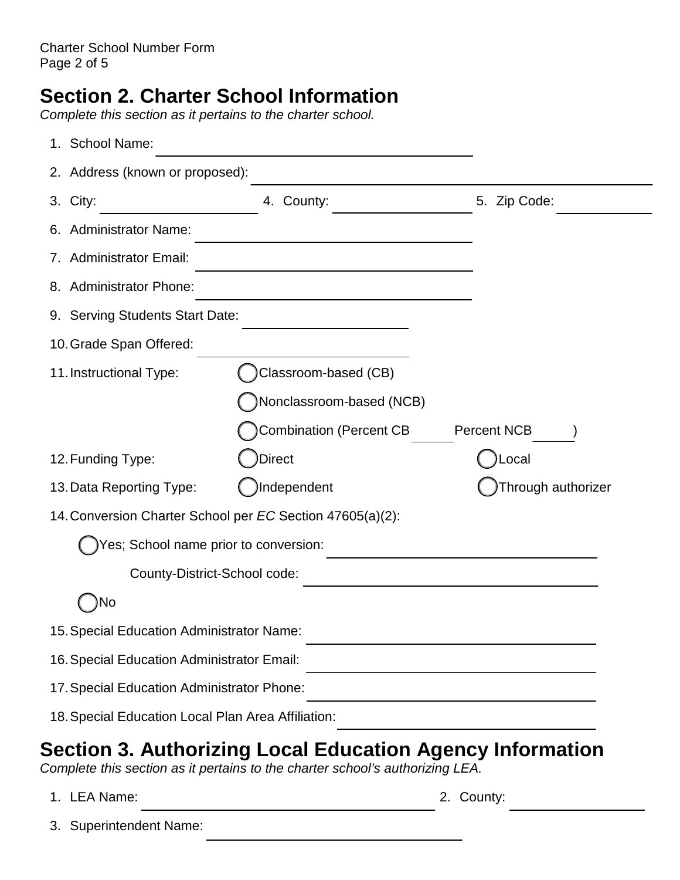## Section 2. Charter School Information

*Complete this section as it pertains to the charter school.*

1. School Name: ______________________
2. Address (known or proposed): ______________________
3. City: ____________ 4. County: ____________ 5. Zip Code: ____________
6. Administrator Name: ______________________
7. Administrator Email: ______________________
8. Administrator Phone: ______________________
9. Serving Students Start Date: ______________________
10. Grade Span Offered: ______________________
11. Instructional Type:
    - ◯ Classroom-based (CB)
    - ◯ Nonclassroom-based (NCB)
    - ◯ Combination (Percent CB ______ Percent NCB ______ )
12. Funding Type: ◯ Direct ◯ Local
13. Data Reporting Type: ◯ Independent ◯ Through authorizer
14. Conversion Charter School per *EC* Section 47605(a)(2):
    - ◯ Yes; School name prior to conversion: ______________________

      County-District-School code: ______________________
    - ◯ No
15. Special Education Administrator Name: ______________________
16. Special Education Administrator Email: ______________________
17. Special Education Administrator Phone: ______________________
18. Special Education Local Plan Area Affiliation: ______________________

## Section 3. Authorizing Local Education Agency Information

*Complete this section as it pertains to the charter school's authorizing LEA.*

1. LEA Name: ______________________ 2. County: ____________
3. Superintendent Name: ______________________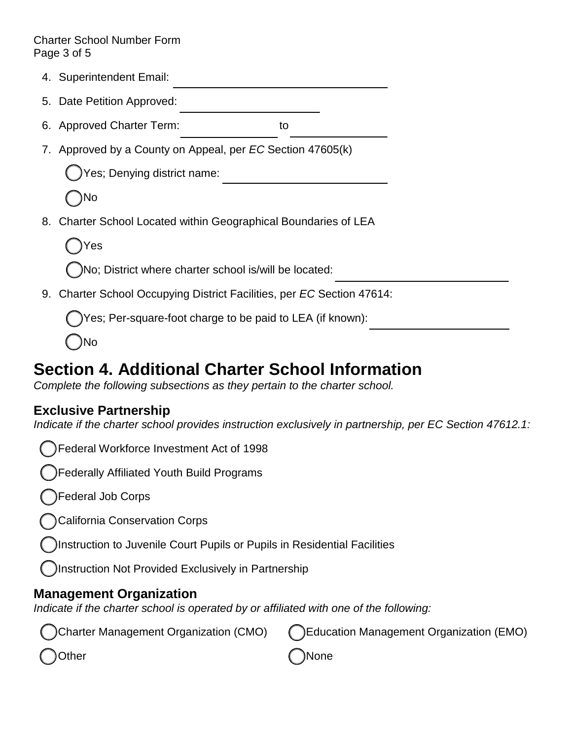4. Superintendent Email: ____________________
5. Date Petition Approved: ____________________
6. Approved Charter Term: ______________ to ______________
7. Approved by a County on Appeal, per *EC* Section 47605(k)

   ◯ Yes; Denying district name: ____________________

   ◯ No
8. Charter School Located within Geographical Boundaries of LEA

   ◯ Yes

   ◯ No; District where charter school is/will be located: ____________________
9. Charter School Occupying District Facilities, per *EC* Section 47614:

   ◯ Yes; Per-square-foot charge to be paid to LEA (if known): ____________________

   ◯ No

# Section 4. Additional Charter School Information

*Complete the following subsections as they pertain to the charter school.*

## Exclusive Partnership

*Indicate if the charter school provides instruction exclusively in partnership, per EC Section 47612.1:*

◯ Federal Workforce Investment Act of 1998

◯ Federally Affiliated Youth Build Programs

◯ Federal Job Corps

◯ California Conservation Corps

◯ Instruction to Juvenile Court Pupils or Pupils in Residential Facilities

◯ Instruction Not Provided Exclusively in Partnership

## Management Organization

*Indicate if the charter school is operated by or affiliated with one of the following:*

◯ Charter Management Organization (CMO)

◯ Education Management Organization (EMO)

◯ Other

◯ None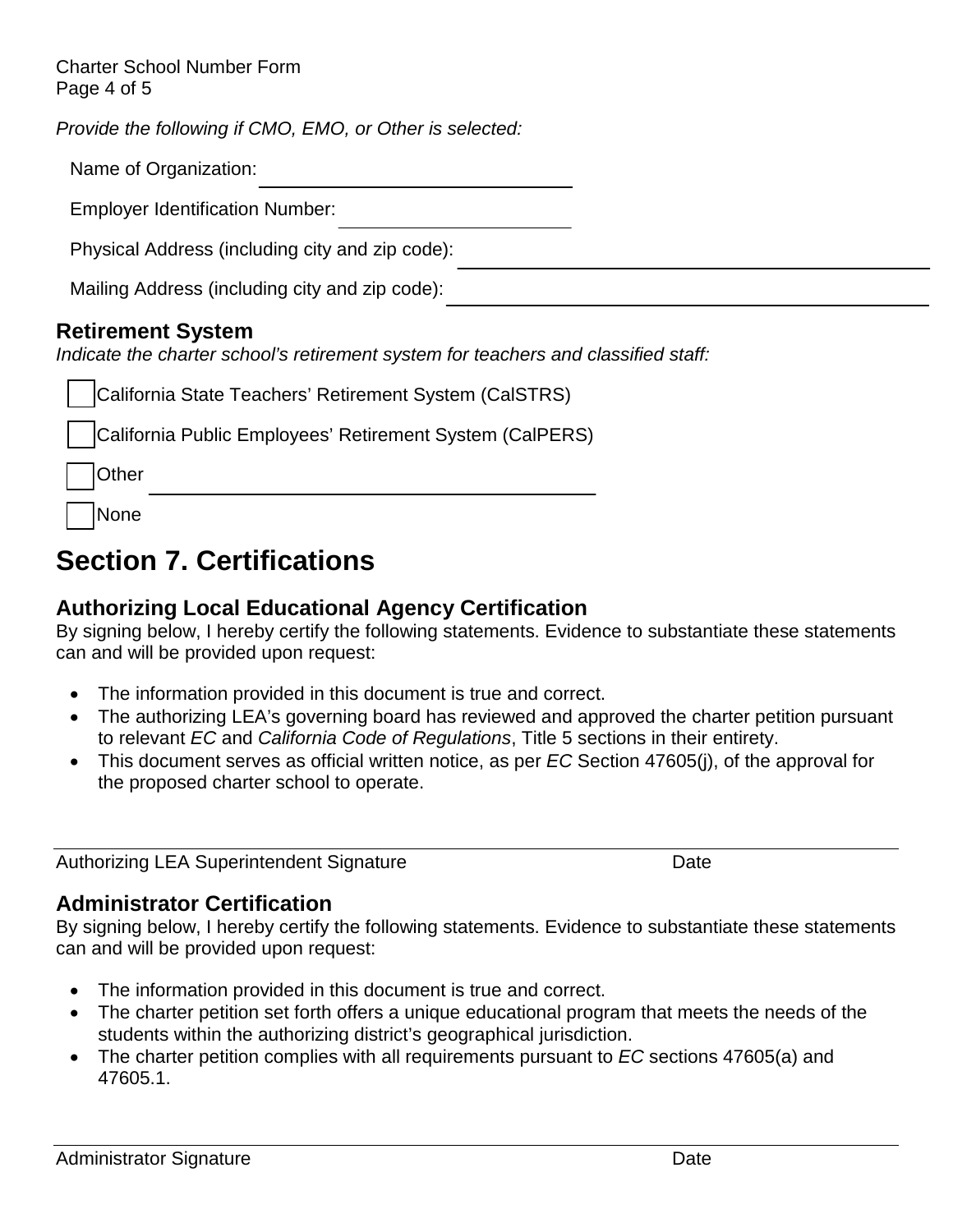*Provide the following if CMO, EMO, or Other is selected:*

Name of Organization: ______________________________

Employer Identification Number: ______________________

Physical Address (including city and zip code): ______________________________

Mailing Address (including city and zip code): ______________________________

### Retirement System

*Indicate the charter school's retirement system for teachers and classified staff:*

- [ ] California State Teachers' Retirement System (CalSTRS)
- [ ] California Public Employees' Retirement System (CalPERS)
- [ ] Other ______________________________
- [ ] None

## Section 7. Certifications

### Authorizing Local Educational Agency Certification

By signing below, I hereby certify the following statements. Evidence to substantiate these statements can and will be provided upon request:

- The information provided in this document is true and correct.
- The authorizing LEA's governing board has reviewed and approved the charter petition pursuant to relevant *EC* and *California Code of Regulations*, Title 5 sections in their entirety.
- This document serves as official written notice, as per *EC* Section 47605(j), of the approval for the proposed charter school to operate.

______________________________________________________________

Authorizing LEA Superintendent Signature — Date

### Administrator Certification

By signing below, I hereby certify the following statements. Evidence to substantiate these statements can and will be provided upon request:

- The information provided in this document is true and correct.
- The charter petition set forth offers a unique educational program that meets the needs of the students within the authorizing district's geographical jurisdiction.
- The charter petition complies with all requirements pursuant to *EC* sections 47605(a) and 47605.1.

______________________________________________________________

Administrator Signature — Date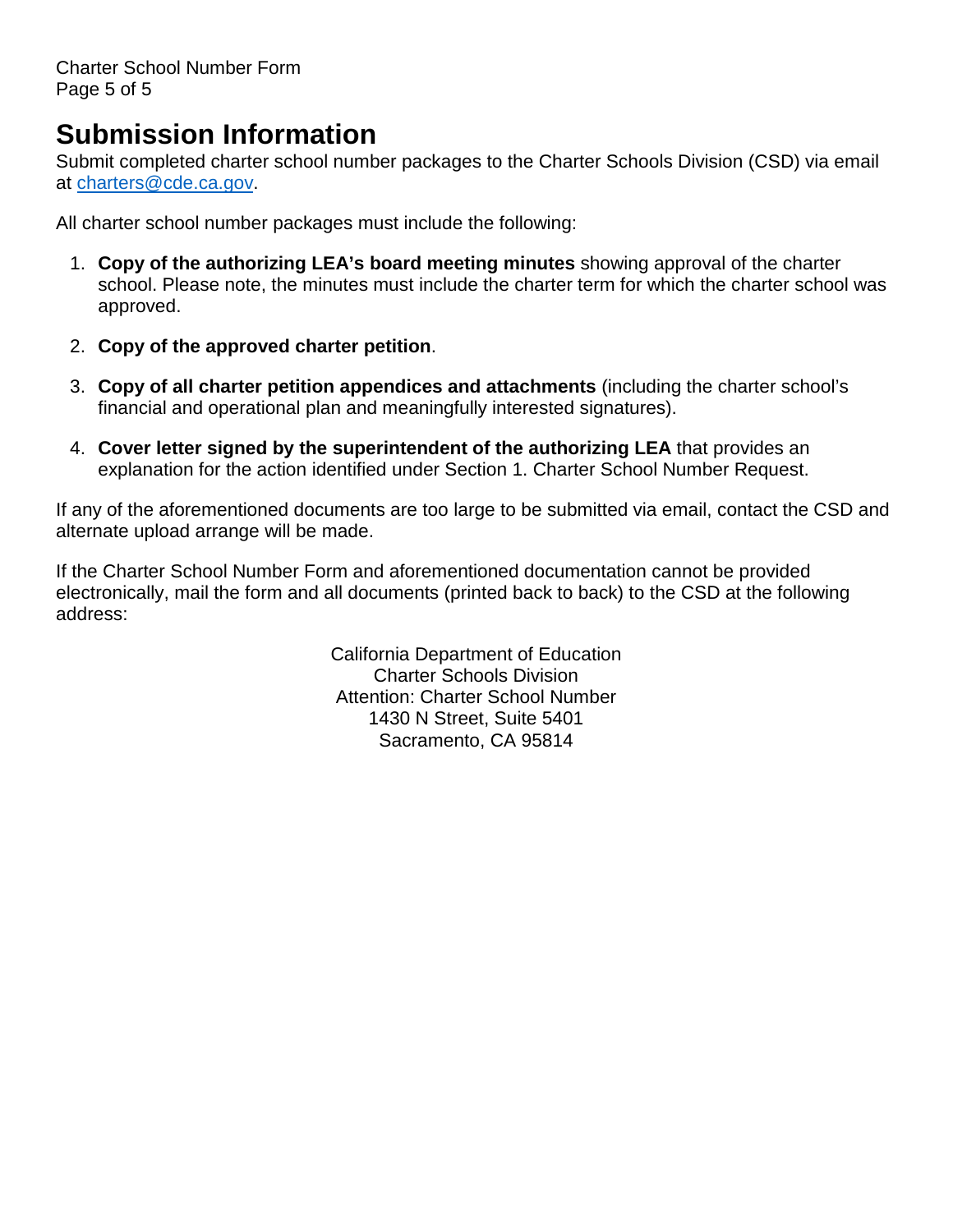## Submission Information

Submit completed charter school number packages to the Charter Schools Division (CSD) via email at [charters@cde.ca.gov](mailto:charters@cde.ca.gov).

All charter school number packages must include the following:

1. **Copy of the authorizing LEA's board meeting minutes** showing approval of the charter school. Please note, the minutes must include the charter term for which the charter school was approved.
2. **Copy of the approved charter petition**.
3. **Copy of all charter petition appendices and attachments** (including the charter school's financial and operational plan and meaningfully interested signatures).
4. **Cover letter signed by the superintendent of the authorizing LEA** that provides an explanation for the action identified under Section 1. Charter School Number Request.

If any of the aforementioned documents are too large to be submitted via email, contact the CSD and alternate upload arrange will be made.

If the Charter School Number Form and aforementioned documentation cannot be provided electronically, mail the form and all documents (printed back to back) to the CSD at the following address:

California Department of Education  
Charter Schools Division  
Attention: Charter School Number  
1430 N Street, Suite 5401  
Sacramento, CA 95814